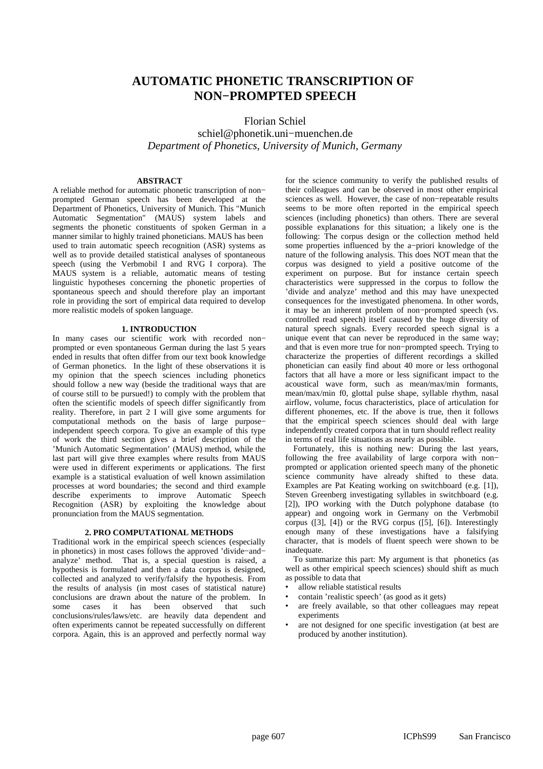# AUTOMATIC PHONETIC TRANSCRIPTION OF NON−PROMPTED SPEECH

Florian Schiel
schiel@phonetik.uni−muenchen.de
*Department of Phonetics, University of Munich, Germany*

### ABSTRACT

A reliable method for automatic phonetic transcription of non−prompted German speech has been developed at the Department of Phonetics, University of Munich. This "Munich Automatic Segmentation" (MAUS) system labels and segments the phonetic constituents of spoken German in a manner similar to highly trained phoneticians. MAUS has been used to train automatic speech recognition (ASR) systems as well as to provide detailed statistical analyses of spontaneous speech (using the Verbmobil I and RVG I corpora). The MAUS system is a reliable, automatic means of testing linguistic hypotheses concerning the phonetic properties of spontaneous speech and should therefore play an important role in providing the sort of empirical data required to develop more realistic models of spoken language.

### 1. INTRODUCTION

In many cases our scientific work with recorded non−prompted or even spontaneous German during the last 5 years ended in results that often differ from our text book knowledge of German phonetics. In the light of these observations it is my opinion that the speech sciences including phonetics should follow a new way (beside the traditional ways that are of course still to be pursued!) to comply with the problem that often the scientific models of speech differ significantly from reality. Therefore, in part 2 I will give some arguments for computational methods on the basis of large purpose−independent speech corpora. To give an example of this type of work the third section gives a brief description of the 'Munich Automatic Segmentation' (MAUS) method, while the last part will give three examples where results from MAUS were used in different experiments or applications. The first example is a statistical evaluation of well known assimilation processes at word boundaries; the second and third example describe experiments to improve Automatic Speech Recognition (ASR) by exploiting the knowledge about pronunciation from the MAUS segmentation.

### 2. PRO COMPUTATIONAL METHODS

Traditional work in the empirical speech sciences (especially in phonetics) in most cases follows the approved 'divide−and−analyze' method. That is, a special question is raised, a hypothesis is formulated and then a data corpus is designed, collected and analyzed to verify/falsify the hypothesis. From the results of analysis (in most cases of statistical nature) conclusions are drawn about the nature of the problem. In some cases it has been observed that such conclusions/rules/laws/etc. are heavily data dependent and often experiments cannot be repeated successfully on different corpora. Again, this is an approved and perfectly normal way for the science community to verify the published results of their colleagues and can be observed in most other empirical sciences as well. However, the case of non−repeatable results seems to be more often reported in the empirical speech sciences (including phonetics) than others. There are several possible explanations for this situation; a likely one is the following: The corpus design or the collection method held some properties influenced by the a−priori knowledge of the nature of the following analysis. This does NOT mean that the corpus was designed to yield a positive outcome of the experiment on purpose. But for instance certain speech characteristics were suppressed in the corpus to follow the 'divide and analyze' method and this may have unexpected consequences for the investigated phenomena. In other words, it may be an inherent problem of non−prompted speech (vs. controlled read speech) itself caused by the huge diversity of natural speech signals. Every recorded speech signal is a unique event that can never be reproduced in the same way; and that is even more true for non−prompted speech. Trying to characterize the properties of different recordings a skilled phonetician can easily find about 40 more or less orthogonal factors that all have a more or less significant impact to the acoustical wave form, such as mean/max/min formants, mean/max/min f0, glottal pulse shape, syllable rhythm, nasal airflow, volume, focus characteristics, place of articulation for different phonemes, etc. If the above is true, then it follows that the empirical speech sciences should deal with large independently created corpora that in turn should reflect reality in terms of real life situations as nearly as possible.

Fortunately, this is nothing new: During the last years, following the free availability of large corpora with non−prompted or application oriented speech many of the phonetic science community have already shifted to these data. Examples are Pat Keating working on switchboard (e.g. [1]), Steven Greenberg investigating syllables in switchboard (e.g. [2]), IPO working with the Dutch polyphone database (to appear) and ongoing work in Germany on the Verbmobil corpus ([3], [4]) or the RVG corpus ([5], [6]). Interestingly enough many of these investigations have a falsifying character, that is models of fluent speech were shown to be inadequate.

To summarize this part: My argument is that phonetics (as well as other empirical speech sciences) should shift as much as possible to data that

- allow reliable statistical results
- contain 'realistic speech' (as good as it gets)
- are freely available, so that other colleagues may repeat experiments
- are not designed for one specific investigation (at best are produced by another institution).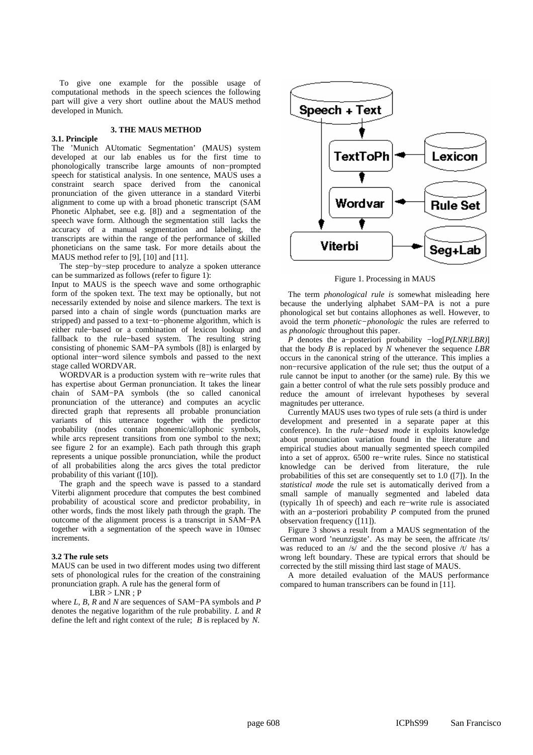To give one example for the possible usage of computational methods in the speech sciences the following part will give a very short outline about the MAUS method developed in Munich.

## 3. THE MAUS METHOD

### 3.1. Principle

The 'Munich AUtomatic Segmentation' (MAUS) system developed at our lab enables us for the first time to phonologically transcribe large amounts of non−prompted speech for statistical analysis. In one sentence, MAUS uses a constraint search space derived from the canonical pronunciation of the given utterance in a standard Viterbi alignment to come up with a broad phonetic transcript (SAM Phonetic Alphabet, see e.g. [8]) and a segmentation of the speech wave form. Although the segmentation still lacks the accuracy of a manual segmentation and labeling, the transcripts are within the range of the performance of skilled phoneticians on the same task. For more details about the MAUS method refer to [9], [10] and [11].

The step−by−step procedure to analyze a spoken utterance can be summarized as follows (refer to figure 1):

Input to MAUS is the speech wave and some orthographic form of the spoken text. The text may be optionally, but not necessarily extended by noise and silence markers. The text is parsed into a chain of single words (punctuation marks are stripped) and passed to a text−to−phoneme algorithm, which is either rule−based or a combination of lexicon lookup and fallback to the rule−based system. The resulting string consisting of phonemic SAM−PA symbols ([8]) is enlarged by optional inter−word silence symbols and passed to the next stage called WORDVAR.

WORDVAR is a production system with re−write rules that has expertise about German pronunciation. It takes the linear chain of SAM−PA symbols (the so called canonical pronunciation of the utterance) and computes an acyclic directed graph that represents all probable pronunciation variants of this utterance together with the predictor probability (nodes contain phonemic/allophonic symbols, while arcs represent transitions from one symbol to the next; see figure 2 for an example). Each path through this graph represents a unique possible pronunciation, while the product of all probabilities along the arcs gives the total predictor probability of this variant ([10]).

The graph and the speech wave is passed to a standard Viterbi alignment procedure that computes the best combined probability of acoustical score and predictor probability, in other words, finds the most likely path through the graph. The outcome of the alignment process is a transcript in SAM−PA together with a segmentation of the speech wave in 10msec increments.

### 3.2 The rule sets

MAUS can be used in two different modes using two different sets of phonological rules for the creation of the constraining pronunciation graph. A rule has the general form of

LBR > LNR ; P

where *L, B, R* and *N* are sequences of SAM−PA symbols and *P* denotes the negative logarithm of the rule probability. *L* and *R* define the left and right context of the rule; *B* is replaced by *N*.

Figure 1. Processing in MAUS

The term *phonological rule is* somewhat misleading here because the underlying alphabet SAM−PA is not a pure phonological set but contains allophones as well. However, to avoid the term *phonetic−phonologic* the rules are referred to as *phonologic* throughout this paper.

*P* denotes the a−posteriori probability $-\log[P(LNR|LBR)]$ that the body *B* is replaced by *N* whenever the sequence *LBR* occurs in the canonical string of the utterance. This implies a non−recursive application of the rule set; thus the output of a rule cannot be input to another (or the same) rule. By this we gain a better control of what the rule sets possibly produce and reduce the amount of irrelevant hypotheses by several magnitudes per utterance.

Currently MAUS uses two types of rule sets (a third is under development and presented in a separate paper at this conference). In the *rule−based mode* it exploits knowledge about pronunciation variation found in the literature and empirical studies about manually segmented speech compiled into a set of approx. 6500 re−write rules. Since no statistical knowledge can be derived from literature, the rule probabilities of this set are consequently set to 1.0 ([7]). In the *statistical mode* the rule set is automatically derived from a small sample of manually segmented and labeled data (typically 1h of speech) and each re−write rule is associated with an a−posteriori probability *P* computed from the pruned observation frequency ([11]).

Figure 3 shows a result from a MAUS segmentation of the German word 'neunzigste'. As may be seen, the affricate /ts/ was reduced to an /s/ and the the second plosive /t/ has a wrong left boundary. These are typical errors that should be corrected by the still missing third last stage of MAUS.

A more detailed evaluation of the MAUS performance compared to human transcribers can be found in [11].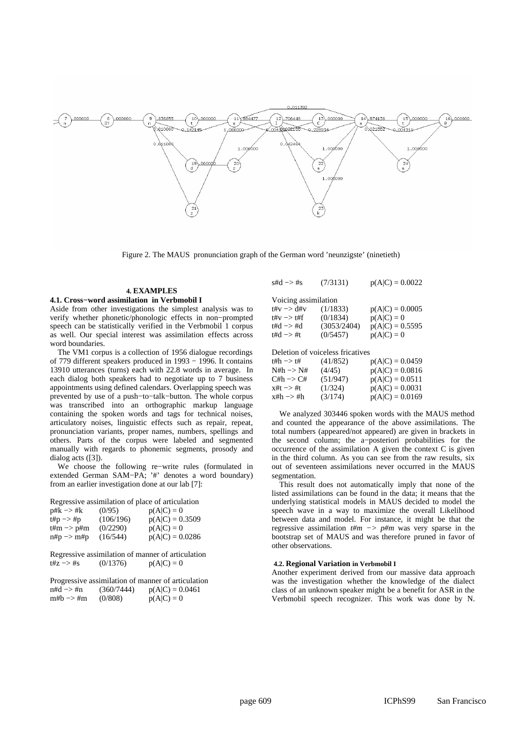Figure 2. The MAUS pronunciation graph of the German word 'neunzigste' (ninetieth)

## 4. EXAMPLES

### 4.1. Cross−word assimilation in Verbmobil I

Aside from other investigations the simplest analysis was to verify whether phonetic/phonologic effects in non−prompted speech can be statistically verified in the Verbmobil 1 corpus as well. Our special interest was assimilation effects across word boundaries.

The VM1 corpus is a collection of 1956 dialogue recordings of 779 different speakers produced in 1993 − 1996. It contains 13910 utterances (turns) each with 22.8 words in average. In each dialog both speakers had to negotiate up to 7 business appointments using defined calendars. Overlapping speech was prevented by use of a push−to−talk−button. The whole corpus was transcribed into an orthographic markup language containing the spoken words and tags for technical noises, articulatory noises, linguistic effects such as repair, repeat, pronunciation variants, proper names, numbers, spellings and others. Parts of the corpus were labeled and segmented manually with regards to phonemic segments, prosody and dialog acts ([3]).

We choose the following re−write rules (formulated in extended German SAM−PA; '#' denotes a word boundary) from an earlier investigation done at our lab [7]:

Regressive assimilation of place of articulation

| | | |
|---|---|---|
| p#k −> #k | (0/95) | $p(A\|C) = 0$ |
| t#p −> #p | (106/196) | $p(A\|C) = 0.3509$ |
| t#m −> p#m | (0/2290) | $p(A\|C) = 0$ |
| n#p −> m#p | (16/544) | $p(A\|C) = 0.0286$ |

Regressive assimilation of manner of articulation

| | | |
|---|---|---|
| t#z −> #s | (0/1376) | $p(A\|C) = 0$ |

Progressive assimilation of manner of articulation

| | | |
|---|---|---|
| n#d −> #n | (360/7444) | $p(A\|C) = 0.0461$ |
| m#b −> #m | (0/808) | $p(A\|C) = 0$ |
| s#d −> #s | (7/3131) | $p(A\|C) = 0.0022$ |

Voicing assimilation

| | | |
|---|---|---|
| t#v −> d#v | (1/1833) | $p(A\|C) = 0.0005$ |
| t#v −> t#f | (0/1834) | $p(A\|C) = 0$ |
| t#d −> #d | (3053/2404) | $p(A\|C) = 0.5595$ |
| t#d −> #t | (0/5457) | $p(A\|C) = 0$ |

Deletion of voiceless fricatives

| | | |
|---|---|---|
| t#h −> t# | (41/852) | $p(A\|C) = 0.0459$ |
| N#h −> N# | (4/45) | $p(A\|C) = 0.0816$ |
| C#h −> C# | (51/947) | $p(A\|C) = 0.0511$ |
| x#t −> #t | (1/324) | $p(A\|C) = 0.0031$ |
| x#h −> #h | (3/174) | $p(A\|C) = 0.0169$ |

We analyzed 303446 spoken words with the MAUS method and counted the appearance of the above assimilations. The total numbers (appeared/not appeared) are given in brackets in the second column; the a−posteriori probabilities for the occurrence of the assimilation A given the context C is given in the third column. As you can see from the raw results, six out of seventeen assimilations never occurred in the MAUS segmentation.

This result does not automatically imply that none of the listed assimilations can be found in the data; it means that the underlying statistical models in MAUS decided to model the speech wave in a way to maximize the overall Likelihood between data and model. For instance, it might be that the regressive assimilation *t#m −> p#m* was very sparse in the bootstrap set of MAUS and was therefore pruned in favor of other observations.

### 4.2. Regional Variation in Verbmobil I

Another experiment derived from our massive data approach was the investigation whether the knowledge of the dialect class of an unknown speaker might be a benefit for ASR in the Verbmobil speech recognizer. This work was done by N.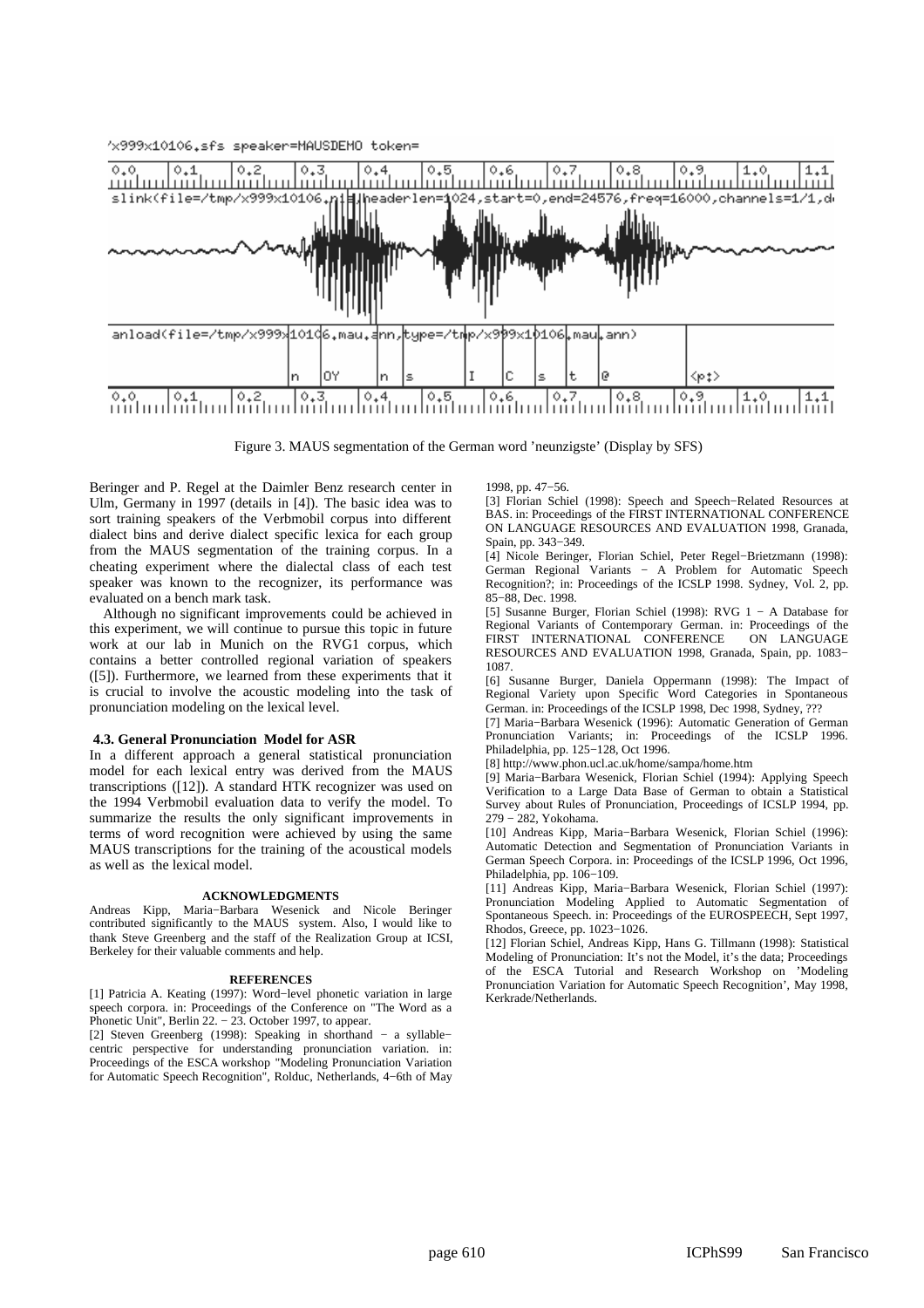'x999x10106.sfs speaker=MAUSDEMO token=

0.0 0.1 0.2 0.3 0.4 0.5 0.6 0.7 0.8 0.9 1.0 1.1

slink(file=/tmp/x999x10106.nis,headerlen=1024,start=0,end=24576,freq=16000,channels=1/1,d

anload(file=/tmp/x999x10106.mau.ann,type=/tmp/x999x10106.mau.ann)

n OY n s I C s t @ <p:>

0.0 0.1 0.2 0.3 0.4 0.5 0.6 0.7 0.8 0.9 1.0 1.1

Figure 3. MAUS segmentation of the German word 'neunzigste' (Display by SFS)

Beringer and P. Regel at the Daimler Benz research center in Ulm, Germany in 1997 (details in [4]). The basic idea was to sort training speakers of the Verbmobil corpus into different dialect bins and derive dialect specific lexica for each group from the MAUS segmentation of the training corpus. In a cheating experiment where the dialectal class of each test speaker was known to the recognizer, its performance was evaluated on a bench mark task.

Although no significant improvements could be achieved in this experiment, we will continue to pursue this topic in future work at our lab in Munich on the RVG1 corpus, which contains a better controlled regional variation of speakers ([5]). Furthermore, we learned from these experiments that it is crucial to involve the acoustic modeling into the task of pronunciation modeling on the lexical level.

### 4.3. General Pronunciation Model for ASR

In a different approach a general statistical pronunciation model for each lexical entry was derived from the MAUS transcriptions ([12]). A standard HTK recognizer was used on the 1994 Verbmobil evaluation data to verify the model. To summarize the results the only significant improvements in terms of word recognition were achieved by using the same MAUS transcriptions for the training of the acoustical models as well as the lexical model.

## ACKNOWLEDGMENTS

Andreas Kipp, Maria-Barbara Wesenick and Nicole Beringer contributed significantly to the MAUS system. Also, I would like to thank Steve Greenberg and the staff of the Realization Group at ICSI, Berkeley for their valuable comments and help.

## REFERENCES

[1] Patricia A. Keating (1997): Word-level phonetic variation in large speech corpora. in: Proceedings of the Conference on "The Word as a Phonetic Unit", Berlin 22. - 23. October 1997, to appear.

[2] Steven Greenberg (1998): Speaking in shorthand - a syllable-centric perspective for understanding pronunciation variation. in: Proceedings of the ESCA workshop "Modeling Pronunciation Variation for Automatic Speech Recognition", Rolduc, Netherlands, 4-6th of May 1998, pp. 47-56.

[3] Florian Schiel (1998): Speech and Speech-Related Resources at BAS. in: Proceedings of the FIRST INTERNATIONAL CONFERENCE ON LANGUAGE RESOURCES AND EVALUATION 1998, Granada, Spain, pp. 343-349.

[4] Nicole Beringer, Florian Schiel, Peter Regel-Brietzmann (1998): German Regional Variants - A Problem for Automatic Speech Recognition?; in: Proceedings of the ICSLP 1998. Sydney, Vol. 2, pp. 85-88, Dec. 1998.

[5] Susanne Burger, Florian Schiel (1998): RVG 1 - A Database for Regional Variants of Contemporary German. in: Proceedings of the FIRST INTERNATIONAL CONFERENCE ON LANGUAGE RESOURCES AND EVALUATION 1998, Granada, Spain, pp. 1083-1087.

[6] Susanne Burger, Daniela Oppermann (1998): The Impact of Regional Variety upon Specific Word Categories in Spontaneous German. in: Proceedings of the ICSLP 1998, Dec 1998, Sydney, ???

[7] Maria-Barbara Wesenick (1996): Automatic Generation of German Pronunciation Variants; in: Proceedings of the ICSLP 1996. Philadelphia, pp. 125-128, Oct 1996.

[8] http://www.phon.ucl.ac.uk/home/sampa/home.htm

[9] Maria-Barbara Wesenick, Florian Schiel (1994): Applying Speech Verification to a Large Data Base of German to obtain a Statistical Survey about Rules of Pronunciation, Proceedings of ICSLP 1994, pp. 279 - 282, Yokohama.

[10] Andreas Kipp, Maria-Barbara Wesenick, Florian Schiel (1996): Automatic Detection and Segmentation of Pronunciation Variants in German Speech Corpora. in: Proceedings of the ICSLP 1996, Oct 1996, Philadelphia, pp. 106-109.

[11] Andreas Kipp, Maria-Barbara Wesenick, Florian Schiel (1997): Pronunciation Modeling Applied to Automatic Segmentation of Spontaneous Speech. in: Proceedings of the EUROSPEECH, Sept 1997, Rhodos, Greece, pp. 1023-1026.

[12] Florian Schiel, Andreas Kipp, Hans G. Tillmann (1998): Statistical Modeling of Pronunciation: It's not the Model, it's the data; Proceedings of the ESCA Tutorial and Research Workshop on 'Modeling Pronunciation Variation for Automatic Speech Recognition', May 1998, Kerkrade/Netherlands.